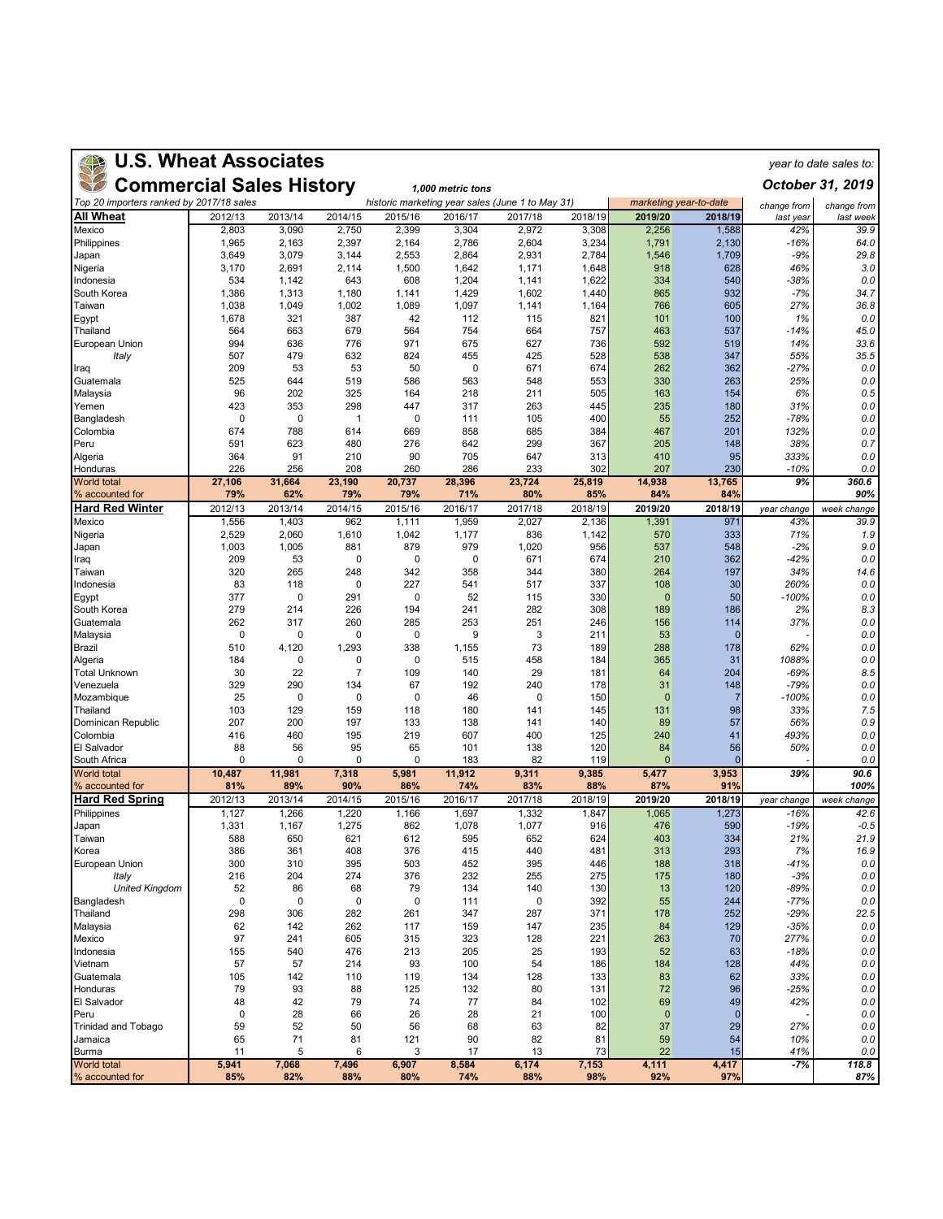# U.S. Wheat Associates

## Commercial Sales History

*1,000 metric tons*

*year to date sales to:* **October 31, 2019**

| Top 20 importers ranked by 2017/18 sales | historic marketing year sales (June 1 to May 31) | | | | | | | marketing year-to-date | | change from last year | change from last week |
|---|---|---|---|---|---|---|---|---|---|---|---|
| **All Wheat** | 2012/13 | 2013/14 | 2014/15 | 2015/16 | 2016/17 | 2017/18 | 2018/19 | **2019/20** | **2018/19** | | |
| Mexico | 2,803 | 3,090 | 2,750 | 2,399 | 3,304 | 2,972 | 3,308 | 2,256 | 1,588 | 42% | 39.9 |
| Philippines | 1,965 | 2,163 | 2,397 | 2,164 | 2,786 | 2,604 | 3,234 | 1,791 | 2,130 | -16% | 64.0 |
| Japan | 3,649 | 3,079 | 3,144 | 2,553 | 2,864 | 2,931 | 2,784 | 1,546 | 1,709 | -9% | 29.8 |
| Nigeria | 3,170 | 2,691 | 2,114 | 1,500 | 1,642 | 1,171 | 1,648 | 918 | 628 | 46% | 3.0 |
| Indonesia | 534 | 1,142 | 643 | 608 | 1,204 | 1,141 | 1,622 | 334 | 540 | -38% | 0.0 |
| South Korea | 1,386 | 1,313 | 1,180 | 1,141 | 1,429 | 1,602 | 1,440 | 865 | 932 | -7% | 34.7 |
| Taiwan | 1,038 | 1,049 | 1,002 | 1,089 | 1,097 | 1,141 | 1,164 | 766 | 605 | 27% | 36.8 |
| Egypt | 1,678 | 321 | 387 | 42 | 112 | 115 | 821 | 101 | 100 | 1% | 0.0 |
| Thailand | 564 | 663 | 679 | 564 | 754 | 664 | 757 | 463 | 537 | -14% | 45.0 |
| European Union | 994 | 636 | 776 | 971 | 675 | 627 | 736 | 592 | 519 | 14% | 33.6 |
| *Italy* | 507 | 479 | 632 | 824 | 455 | 425 | 528 | 538 | 347 | 55% | 35.5 |
| Iraq | 209 | 53 | 53 | 50 | 0 | 671 | 674 | 262 | 362 | -27% | 0.0 |
| Guatemala | 525 | 644 | 519 | 586 | 563 | 548 | 553 | 330 | 263 | 25% | 0.0 |
| Malaysia | 96 | 202 | 325 | 164 | 218 | 211 | 505 | 163 | 154 | 6% | 0.5 |
| Yemen | 423 | 353 | 298 | 447 | 317 | 263 | 445 | 235 | 180 | 31% | 0.0 |
| Bangladesh | 0 | 0 | 1 | 0 | 111 | 105 | 400 | 55 | 252 | -78% | 0.0 |
| Colombia | 674 | 788 | 614 | 669 | 858 | 685 | 384 | 467 | 201 | 132% | 0.0 |
| Peru | 591 | 623 | 480 | 276 | 642 | 299 | 367 | 205 | 148 | 38% | 0.7 |
| Algeria | 364 | 91 | 210 | 90 | 705 | 647 | 313 | 410 | 95 | 333% | 0.0 |
| Honduras | 226 | 256 | 208 | 260 | 286 | 233 | 302 | 207 | 230 | -10% | 0.0 |
| World total | **27,106** | **31,664** | **23,190** | **20,737** | **28,396** | **23,724** | **25,819** | **14,938** | **13,765** | **9%** | **360.6** |
| % accounted for | **79%** | **62%** | **79%** | **79%** | **71%** | **80%** | **85%** | **84%** | **84%** | | **90%** |
| **Hard Red Winter** | 2012/13 | 2013/14 | 2014/15 | 2015/16 | 2016/17 | 2017/18 | 2018/19 | **2019/20** | **2018/19** | *year change* | *week change* |
| Mexico | 1,556 | 1,403 | 962 | 1,111 | 1,959 | 2,027 | 2,136 | 1,391 | 971 | 43% | 39.9 |
| Nigeria | 2,529 | 2,060 | 1,610 | 1,042 | 1,177 | 836 | 1,142 | 570 | 333 | 71% | 1.9 |
| Japan | 1,003 | 1,005 | 881 | 879 | 979 | 1,020 | 956 | 537 | 548 | -2% | 9.0 |
| Iraq | 209 | 53 | 0 | 0 | 0 | 671 | 674 | 210 | 362 | -42% | 0.0 |
| Taiwan | 320 | 265 | 248 | 342 | 358 | 344 | 380 | 264 | 197 | 34% | 14.6 |
| Indonesia | 83 | 118 | 0 | 227 | 541 | 517 | 337 | 108 | 30 | 260% | 0.0 |
| Egypt | 377 | 0 | 291 | 0 | 52 | 115 | 330 | 0 | 50 | -100% | 0.0 |
| South Korea | 279 | 214 | 226 | 194 | 241 | 282 | 308 | 189 | 186 | 2% | 8.3 |
| Guatemala | 262 | 317 | 260 | 285 | 253 | 251 | 246 | 156 | 114 | 37% | 0.0 |
| Malaysia | 0 | 0 | 0 | 0 | 9 | 3 | 211 | 53 | 0 | - | 0.0 |
| Brazil | 510 | 4,120 | 1,293 | 338 | 1,155 | 73 | 189 | 288 | 178 | 62% | 0.0 |
| Algeria | 184 | 0 | 0 | 0 | 515 | 458 | 184 | 365 | 31 | 1088% | 0.0 |
| Total Unknown | 30 | 22 | 7 | 109 | 140 | 29 | 181 | 64 | 204 | -69% | 8.5 |
| Venezuela | 329 | 290 | 134 | 67 | 192 | 240 | 178 | 31 | 148 | -79% | 0.0 |
| Mozambique | 25 | 0 | 0 | 0 | 46 | 0 | 150 | 0 | 7 | -100% | 0.0 |
| Thailand | 103 | 129 | 159 | 118 | 180 | 141 | 145 | 131 | 98 | 33% | 7.5 |
| Dominican Republic | 207 | 200 | 197 | 133 | 138 | 141 | 140 | 89 | 57 | 56% | 0.9 |
| Colombia | 416 | 460 | 195 | 219 | 607 | 400 | 125 | 240 | 41 | 493% | 0.0 |
| El Salvador | 88 | 56 | 95 | 65 | 101 | 138 | 120 | 84 | 56 | 50% | 0.0 |
| South Africa | 0 | 0 | 0 | 0 | 183 | 82 | 119 | 0 | 0 | - | 0.0 |
| World total | **10,487** | **11,981** | **7,318** | **5,981** | **11,912** | **9,311** | **9,385** | **5,477** | **3,953** | **39%** | **90.6** |
| % accounted for | **81%** | **89%** | **90%** | **86%** | **74%** | **83%** | **88%** | **87%** | **91%** | | **100%** |
| **Hard Red Spring** | 2012/13 | 2013/14 | 2014/15 | 2015/16 | 2016/17 | 2017/18 | 2018/19 | **2019/20** | **2018/19** | *year change* | *week change* |
| Philippines | 1,127 | 1,266 | 1,220 | 1,166 | 1,697 | 1,332 | 1,847 | 1,065 | 1,273 | -16% | 42.6 |
| Japan | 1,331 | 1,167 | 1,275 | 862 | 1,078 | 1,077 | 916 | 476 | 590 | -19% | -0.5 |
| Taiwan | 588 | 650 | 621 | 612 | 595 | 652 | 624 | 403 | 334 | 21% | 21.9 |
| Korea | 386 | 361 | 408 | 376 | 415 | 440 | 481 | 313 | 293 | 7% | 16.9 |
| European Union | 300 | 310 | 395 | 503 | 452 | 395 | 446 | 188 | 318 | -41% | 0.0 |
| *Italy* | 216 | 204 | 274 | 376 | 232 | 255 | 275 | 175 | 180 | -3% | 0.0 |
| *United Kingdom* | 52 | 86 | 68 | 79 | 134 | 140 | 130 | 13 | 120 | -89% | 0.0 |
| Bangladesh | 0 | 0 | 0 | 0 | 111 | 0 | 392 | 55 | 244 | -77% | 0.0 |
| Thailand | 298 | 306 | 282 | 261 | 347 | 287 | 371 | 178 | 252 | -29% | 22.5 |
| Malaysia | 62 | 142 | 262 | 117 | 159 | 147 | 235 | 84 | 129 | -35% | 0.0 |
| Mexico | 97 | 241 | 605 | 315 | 323 | 128 | 221 | 263 | 70 | 277% | 0.0 |
| Indonesia | 155 | 540 | 476 | 213 | 205 | 25 | 193 | 52 | 63 | -18% | 0.0 |
| Vietnam | 57 | 57 | 214 | 93 | 100 | 54 | 186 | 184 | 128 | 44% | 0.0 |
| Guatemala | 105 | 142 | 110 | 119 | 134 | 128 | 133 | 83 | 62 | 33% | 0.0 |
| Honduras | 79 | 93 | 88 | 125 | 132 | 80 | 131 | 72 | 96 | -25% | 0.0 |
| El Salvador | 48 | 42 | 79 | 74 | 77 | 84 | 102 | 69 | 49 | 42% | 0.0 |
| Peru | 0 | 28 | 66 | 26 | 28 | 21 | 100 | 0 | 0 | - | 0.0 |
| Trinidad and Tobago | 59 | 52 | 50 | 56 | 68 | 63 | 82 | 37 | 29 | 27% | 0.0 |
| Jamaica | 65 | 71 | 81 | 121 | 90 | 82 | 81 | 59 | 54 | 10% | 0.0 |
| Burma | 11 | 5 | 6 | 3 | 17 | 13 | 73 | 22 | 15 | 41% | 0.0 |
| World total | **5,941** | **7,068** | **7,496** | **6,907** | **8,584** | **6,174** | **7,153** | **4,111** | **4,417** | **-7%** | **118.8** |
| % accounted for | **85%** | **82%** | **88%** | **80%** | **74%** | **88%** | **98%** | **92%** | **97%** | | **87%** |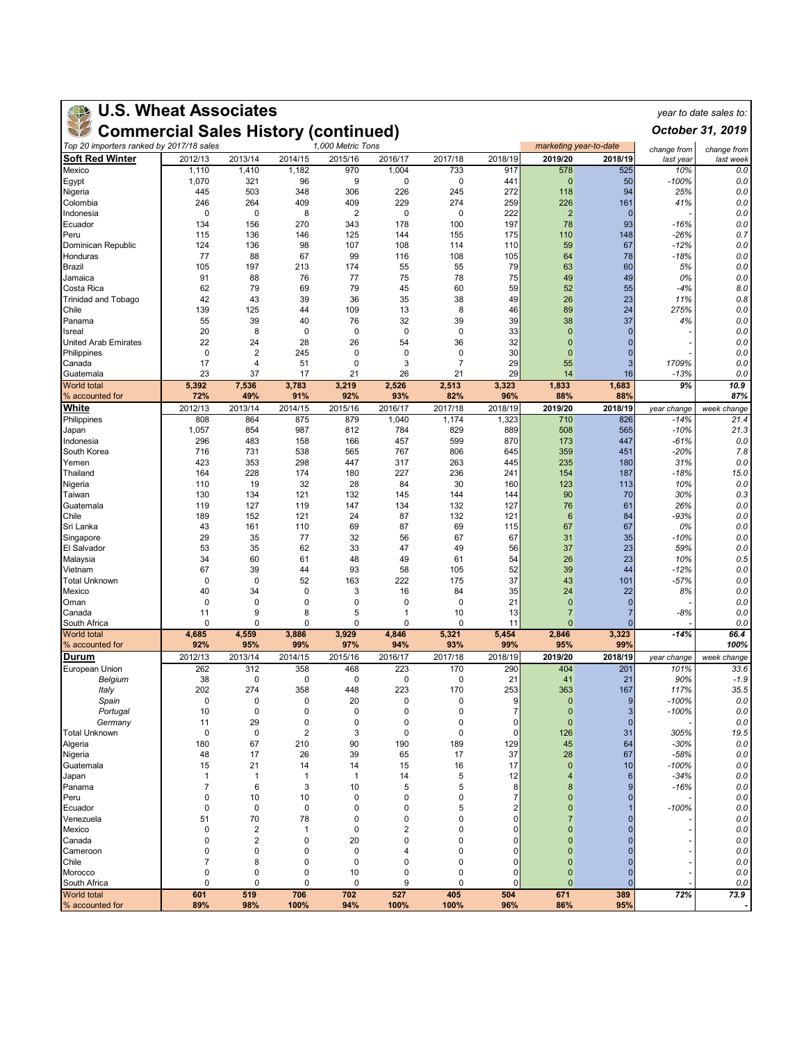# U.S. Wheat Associates

## Commercial Sales History (continued)

*year to date sales to:* ***October 31, 2019***

*Top 20 importers ranked by 2017/18 sales* — *1,000 Metric Tons*

| Soft Red Winter | 2012/13 | 2013/14 | 2014/15 | 2015/16 | 2016/17 | 2017/18 | 2018/19 | 2019/20 (marketing year-to-date) | 2018/19 (marketing year-to-date) | change from last year | change from last week |
|---|---|---|---|---|---|---|---|---|---|---|---|
| Mexico | 1,110 | 1,410 | 1,182 | 970 | 1,004 | 733 | 917 | 578 | 525 | 10% | 0.0 |
| Egypt | 1,070 | 321 | 96 | 9 | 0 | 0 | 441 | 0 | 50 | -100% | 0.0 |
| Nigeria | 445 | 503 | 348 | 306 | 226 | 245 | 272 | 118 | 94 | 25% | 0.0 |
| Colombia | 246 | 264 | 409 | 409 | 229 | 274 | 259 | 226 | 161 | 41% | 0.0 |
| Indonesia | 0 | 0 | 8 | 2 | 0 | 0 | 222 | 2 | 0 | - | 0.0 |
| Ecuador | 134 | 156 | 270 | 343 | 178 | 100 | 197 | 78 | 93 | -16% | 0.0 |
| Peru | 115 | 136 | 146 | 125 | 144 | 155 | 175 | 110 | 148 | -26% | 0.7 |
| Dominican Republic | 124 | 136 | 98 | 107 | 108 | 114 | 110 | 59 | 67 | -12% | 0.0 |
| Honduras | 77 | 88 | 67 | 99 | 116 | 108 | 105 | 64 | 78 | -18% | 0.0 |
| Brazil | 105 | 197 | 213 | 174 | 55 | 55 | 79 | 63 | 60 | 5% | 0.0 |
| Jamaica | 91 | 88 | 76 | 77 | 75 | 78 | 75 | 49 | 49 | 0% | 0.0 |
| Costa Rica | 62 | 79 | 69 | 79 | 45 | 60 | 59 | 52 | 55 | -4% | 8.0 |
| Trinidad and Tobago | 42 | 43 | 39 | 36 | 35 | 38 | 49 | 26 | 23 | 11% | 0.8 |
| Chile | 139 | 125 | 44 | 109 | 13 | 8 | 46 | 89 | 24 | 275% | 0.0 |
| Panama | 55 | 39 | 40 | 76 | 32 | 39 | 39 | 38 | 37 | 4% | 0.0 |
| Isreal | 20 | 8 | 0 | 0 | 0 | 0 | 33 | 0 | 0 | - | 0.0 |
| United Arab Emirates | 22 | 24 | 28 | 26 | 54 | 36 | 32 | 0 | 0 | - | 0.0 |
| Philippines | 0 | 2 | 245 | 0 | 0 | 0 | 30 | 0 | 0 | - | 0.0 |
| Canada | 17 | 4 | 51 | 0 | 3 | 7 | 29 | 55 | 3 | 1709% | 0.0 |
| Guatemala | 23 | 37 | 17 | 21 | 26 | 21 | 29 | 14 | 16 | -13% | 0.0 |
| **World total** | **5,392** | **7,536** | **3,783** | **3,219** | **2,526** | **2,513** | **3,323** | **1,833** | **1,683** | **9%** | **10.9** |
| **% accounted for** | **72%** | **49%** | **91%** | **92%** | **93%** | **82%** | **96%** | **88%** | **88%** | | **87%** |

| White | 2012/13 | 2013/14 | 2014/15 | 2015/16 | 2016/17 | 2017/18 | 2018/19 | 2019/20 | 2018/19 | year change | week change |
|---|---|---|---|---|---|---|---|---|---|---|---|
| Philippines | 808 | 864 | 875 | 879 | 1,040 | 1,174 | 1,323 | 710 | 826 | -14% | 21.4 |
| Japan | 1,057 | 854 | 987 | 812 | 784 | 829 | 889 | 508 | 565 | -10% | 21.3 |
| Indonesia | 296 | 483 | 158 | 166 | 457 | 599 | 870 | 173 | 447 | -61% | 0.0 |
| South Korea | 716 | 731 | 538 | 565 | 767 | 806 | 645 | 359 | 451 | -20% | 7.8 |
| Yemen | 423 | 353 | 298 | 447 | 317 | 263 | 445 | 235 | 180 | 31% | 0.0 |
| Thailand | 164 | 228 | 174 | 180 | 227 | 236 | 241 | 154 | 187 | -18% | 15.0 |
| Nigeria | 110 | 19 | 32 | 28 | 84 | 30 | 160 | 123 | 113 | 10% | 0.0 |
| Taiwan | 130 | 134 | 121 | 132 | 145 | 144 | 144 | 90 | 70 | 30% | 0.3 |
| Guatemala | 119 | 127 | 119 | 147 | 134 | 132 | 127 | 76 | 61 | 26% | 0.0 |
| Chile | 189 | 152 | 121 | 24 | 87 | 132 | 121 | 6 | 84 | -93% | 0.0 |
| Sri Lanka | 43 | 161 | 110 | 69 | 87 | 69 | 115 | 67 | 67 | 0% | 0.0 |
| Singapore | 29 | 35 | 77 | 32 | 56 | 67 | 67 | 31 | 35 | -10% | 0.0 |
| El Salvador | 53 | 35 | 62 | 33 | 47 | 49 | 56 | 37 | 23 | 59% | 0.0 |
| Malaysia | 34 | 60 | 61 | 48 | 49 | 61 | 54 | 26 | 23 | 10% | 0.5 |
| Vietnam | 67 | 39 | 44 | 93 | 58 | 105 | 52 | 39 | 44 | -12% | 0.0 |
| Total Unknown | 0 | 0 | 52 | 163 | 222 | 175 | 37 | 43 | 101 | -57% | 0.0 |
| Mexico | 40 | 34 | 0 | 3 | 16 | 84 | 35 | 24 | 22 | 8% | 0.0 |
| Oman | 0 | 0 | 0 | 0 | 0 | 0 | 21 | 0 | 0 | - | 0.0 |
| Canada | 11 | 9 | 8 | 5 | 1 | 10 | 13 | 7 | 7 | -8% | 0.0 |
| South Africa | 0 | 0 | 0 | 0 | 0 | 0 | 11 | 0 | 0 | - | 0.0 |
| **World total** | **4,685** | **4,559** | **3,886** | **3,929** | **4,846** | **5,321** | **5,454** | **2,846** | **3,323** | **-14%** | **66.4** |
| **% accounted for** | **92%** | **95%** | **99%** | **97%** | **94%** | **93%** | **99%** | **95%** | **99%** | | **100%** |

| Durum | 2012/13 | 2013/14 | 2014/15 | 2015/16 | 2016/17 | 2017/18 | 2018/19 | 2019/20 | 2018/19 | year change | week change |
|---|---|---|---|---|---|---|---|---|---|---|---|
| European Union | 262 | 312 | 358 | 468 | 223 | 170 | 290 | 404 | 201 | 101% | 33.6 |
| *Belgium* | 38 | 0 | 0 | 0 | 0 | 0 | 21 | 41 | 21 | 90% | -1.9 |
| *Italy* | 202 | 274 | 358 | 448 | 223 | 170 | 253 | 363 | 167 | 117% | 35.5 |
| *Spain* | 0 | 0 | 0 | 20 | 0 | 0 | 9 | 0 | 9 | -100% | 0.0 |
| *Portugal* | 10 | 0 | 0 | 0 | 0 | 0 | 7 | 0 | 3 | -100% | 0.0 |
| *Germany* | 11 | 29 | 0 | 0 | 0 | 0 | 0 | 0 | 0 | - | 0.0 |
| Total Unknown | 0 | 0 | 2 | 3 | 0 | 0 | 0 | 126 | 31 | 305% | 19.5 |
| Algeria | 180 | 67 | 210 | 90 | 190 | 189 | 129 | 45 | 64 | -30% | 0.0 |
| Nigeria | 48 | 17 | 26 | 39 | 65 | 17 | 37 | 28 | 67 | -58% | 0.0 |
| Guatemala | 15 | 21 | 14 | 14 | 15 | 16 | 17 | 0 | 10 | -100% | 0.0 |
| Japan | 1 | 1 | 1 | 1 | 14 | 5 | 12 | 4 | 6 | -34% | 0.0 |
| Panama | 7 | 6 | 3 | 10 | 5 | 5 | 8 | 8 | 9 | -16% | 0.0 |
| Peru | 0 | 10 | 10 | 0 | 0 | 0 | 7 | 0 | 0 | - | 0.0 |
| Ecuador | 0 | 0 | 0 | 0 | 0 | 5 | 2 | 0 | 1 | -100% | 0.0 |
| Venezuela | 51 | 70 | 78 | 0 | 0 | 0 | 0 | 7 | 0 | - | 0.0 |
| Mexico | 0 | 2 | 1 | 0 | 2 | 0 | 0 | 0 | 0 | - | 0.0 |
| Canada | 0 | 2 | 0 | 20 | 0 | 0 | 0 | 0 | 0 | - | 0.0 |
| Cameroon | 0 | 0 | 0 | 0 | 4 | 0 | 0 | 0 | 0 | - | 0.0 |
| Chile | 7 | 8 | 0 | 0 | 0 | 0 | 0 | 0 | 0 | - | 0.0 |
| Morocco | 0 | 0 | 0 | 10 | 0 | 0 | 0 | 0 | 0 | - | 0.0 |
| South Africa | 0 | 0 | 0 | 0 | 9 | 0 | 0 | 0 | 0 | - | 0.0 |
| **World total** | **601** | **519** | **706** | **702** | **527** | **405** | **504** | **671** | **389** | **72%** | **73.9** |
| **% accounted for** | **89%** | **98%** | **100%** | **94%** | **100%** | **100%** | **96%** | **86%** | **95%** | | **-** |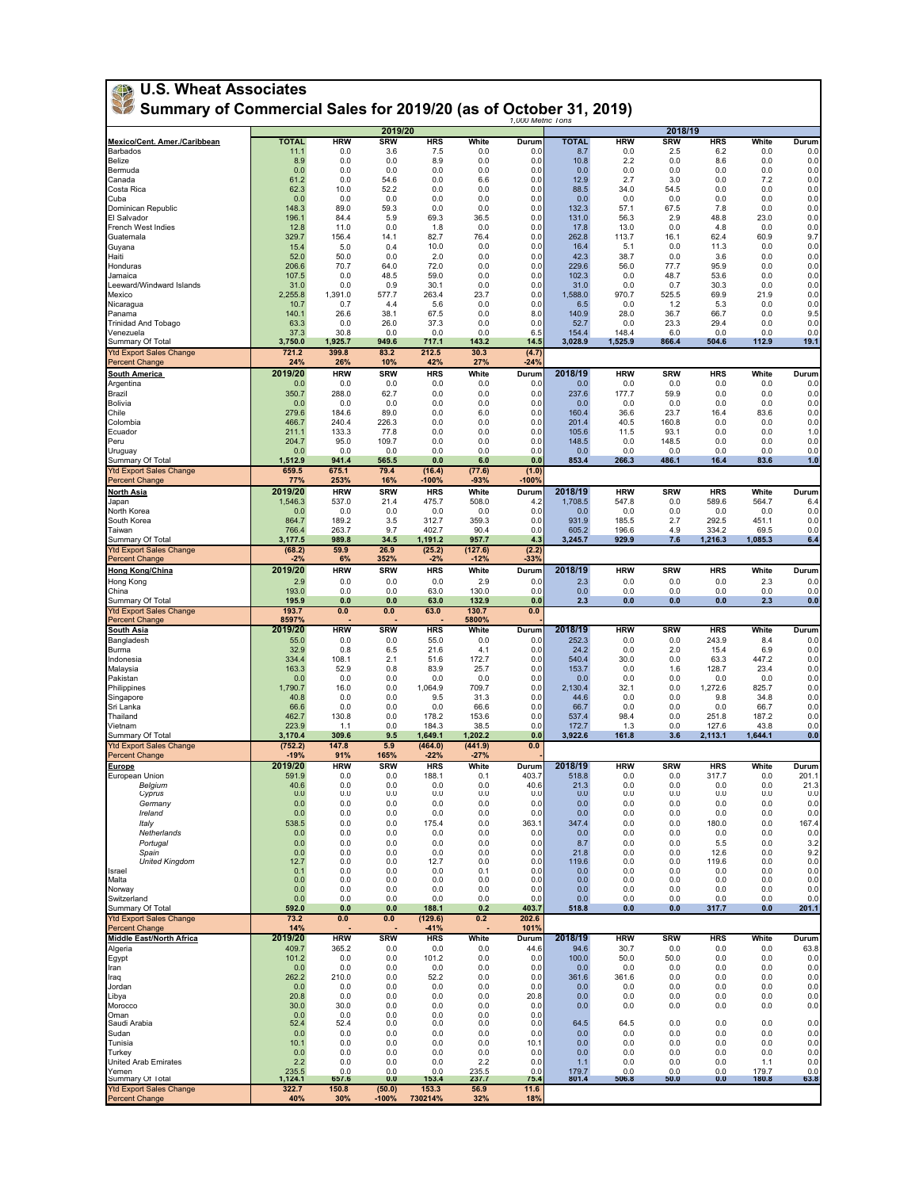# U.S. Wheat Associates

## Summary of Commercial Sales for 2019/20 (as of October 31, 2019)

*1,000 Metric Tons*

| | 2019/20 | | | | | | 2018/19 | | | | | |
|---|---|---|---|---|---|---|---|---|---|---|---|---|
| **Mexico/Cent. Amer./Caribbean** | **TOTAL** | **HRW** | **SRW** | **HRS** | **White** | **Durum** | **TOTAL** | **HRW** | **SRW** | **HRS** | **White** | **Durum** |
| Barbados | 11.1 | 0.0 | 3.6 | 7.5 | 0.0 | 0.0 | 8.7 | 0.0 | 2.5 | 6.2 | 0.0 | 0.0 |
| Belize | 8.9 | 0.0 | 0.0 | 8.9 | 0.0 | 0.0 | 10.8 | 2.2 | 0.0 | 8.6 | 0.0 | 0.0 |
| Bermuda | 0.0 | 0.0 | 0.0 | 0.0 | 0.0 | 0.0 | 0.0 | 0.0 | 0.0 | 0.0 | 0.0 | 0.0 |
| Canada | 61.2 | 0.0 | 54.6 | 0.0 | 6.6 | 0.0 | 12.9 | 2.7 | 3.0 | 0.0 | 7.2 | 0.0 |
| Costa Rica | 62.3 | 10.0 | 52.2 | 0.0 | 0.0 | 0.0 | 88.5 | 34.0 | 54.5 | 0.0 | 0.0 | 0.0 |
| Cuba | 0.0 | 0.0 | 0.0 | 0.0 | 0.0 | 0.0 | 0.0 | 0.0 | 0.0 | 0.0 | 0.0 | 0.0 |
| Dominican Republic | 148.3 | 89.0 | 59.3 | 0.0 | 0.0 | 0.0 | 132.3 | 57.1 | 67.5 | 7.8 | 0.0 | 0.0 |
| El Salvador | 196.1 | 84.4 | 5.9 | 69.3 | 36.5 | 0.0 | 131.0 | 56.3 | 2.9 | 48.8 | 23.0 | 0.0 |
| French West Indies | 12.8 | 11.0 | 0.0 | 1.8 | 0.0 | 0.0 | 17.8 | 13.0 | 0.0 | 4.8 | 0.0 | 0.0 |
| Guatemala | 329.7 | 156.4 | 14.1 | 82.7 | 76.4 | 0.0 | 262.8 | 113.7 | 16.1 | 62.4 | 60.9 | 9.7 |
| Guyana | 15.4 | 5.0 | 0.4 | 10.0 | 0.0 | 0.0 | 16.4 | 5.1 | 0.0 | 11.3 | 0.0 | 0.0 |
| Haiti | 52.0 | 50.0 | 0.0 | 2.0 | 0.0 | 0.0 | 42.3 | 38.7 | 0.0 | 3.6 | 0.0 | 0.0 |
| Honduras | 206.6 | 70.7 | 64.0 | 72.0 | 0.0 | 0.0 | 229.6 | 56.0 | 77.7 | 95.9 | 0.0 | 0.0 |
| Jamaica | 107.5 | 0.0 | 48.5 | 59.0 | 0.0 | 0.0 | 102.3 | 0.0 | 48.7 | 53.6 | 0.0 | 0.0 |
| Leeward/Windward Islands | 31.0 | 0.0 | 0.9 | 30.1 | 0.0 | 0.0 | 31.0 | 0.0 | 0.7 | 30.3 | 0.0 | 0.0 |
| Mexico | 2,255.8 | 1,391.0 | 577.7 | 263.4 | 23.7 | 0.0 | 1,588.0 | 970.7 | 525.5 | 69.9 | 21.9 | 0.0 |
| Nicaragua | 10.7 | 0.7 | 4.4 | 5.6 | 0.0 | 0.0 | 6.5 | 0.0 | 1.2 | 5.3 | 0.0 | 0.0 |
| Panama | 140.1 | 26.6 | 38.1 | 67.5 | 0.0 | 8.0 | 140.9 | 28.0 | 36.7 | 66.7 | 0.0 | 9.5 |
| Trinidad And Tobago | 63.3 | 0.0 | 26.0 | 37.3 | 0.0 | 0.0 | 52.7 | 0.0 | 23.3 | 29.4 | 0.0 | 0.0 |
| Venezuela | 37.3 | 30.8 | 0.0 | 0.0 | 0.0 | 6.5 | 154.4 | 148.4 | 6.0 | 0.0 | 0.0 | 0.0 |
| Summary Of Total | **3,750.0** | **1,925.7** | **949.6** | **717.1** | **143.2** | **14.5** | **3,028.9** | **1,525.9** | **866.4** | **504.6** | **112.9** | **19.1** |
| Ytd Export Sales Change | **721.2** | **399.8** | **83.2** | **212.5** | **30.3** | **(4.7)** | | | | | | |
| Percent Change | **24%** | **26%** | **10%** | **42%** | **27%** | **-24%** | | | | | | |
| **South America** | **2019/20** | **HRW** | **SRW** | **HRS** | **White** | **Durum** | **2018/19** | **HRW** | **SRW** | **HRS** | **White** | **Durum** |
| Argentina | 0.0 | 0.0 | 0.0 | 0.0 | 0.0 | 0.0 | 0.0 | 0.0 | 0.0 | 0.0 | 0.0 | 0.0 |
| Brazil | 350.7 | 288.0 | 62.7 | 0.0 | 0.0 | 0.0 | 237.6 | 177.7 | 59.9 | 0.0 | 0.0 | 0.0 |
| Bolivia | 0.0 | 0.0 | 0.0 | 0.0 | 0.0 | 0.0 | 0.0 | 0.0 | 0.0 | 0.0 | 0.0 | 0.0 |
| Chile | 279.6 | 184.6 | 89.0 | 0.0 | 6.0 | 0.0 | 160.4 | 36.6 | 23.7 | 16.4 | 83.6 | 0.0 |
| Colombia | 466.7 | 240.4 | 226.3 | 0.0 | 0.0 | 0.0 | 201.4 | 40.5 | 160.8 | 0.0 | 0.0 | 0.0 |
| Ecuador | 211.1 | 133.3 | 77.8 | 0.0 | 0.0 | 0.0 | 105.6 | 11.5 | 93.1 | 0.0 | 0.0 | 1.0 |
| Peru | 204.7 | 95.0 | 109.7 | 0.0 | 0.0 | 0.0 | 148.5 | 0.0 | 148.5 | 0.0 | 0.0 | 0.0 |
| Uruguay | 0.0 | 0.0 | 0.0 | 0.0 | 0.0 | 0.0 | 0.0 | 0.0 | 0.0 | 0.0 | 0.0 | 0.0 |
| Summary Of Total | **1,512.9** | **941.4** | **565.5** | **0.0** | **6.0** | **0.0** | **853.4** | **266.3** | **486.1** | **16.4** | **83.6** | **1.0** |
| Ytd Export Sales Change | **659.5** | **675.1** | **79.4** | **(16.4)** | **(77.6)** | **(1.0)** | | | | | | |
| Percent Change | **77%** | **253%** | **16%** | **-100%** | **-93%** | **-100%** | | | | | | |
| **North Asia** | **2019/20** | **HRW** | **SRW** | **HRS** | **White** | **Durum** | **2018/19** | **HRW** | **SRW** | **HRS** | **White** | **Durum** |
| Japan | 1,546.3 | 537.0 | 21.4 | 475.7 | 508.0 | 4.2 | 1,708.5 | 547.8 | 0.0 | 589.6 | 564.7 | 6.4 |
| North Korea | 0.0 | 0.0 | 0.0 | 0.0 | 0.0 | 0.0 | 0.0 | 0.0 | 0.0 | 0.0 | 0.0 | 0.0 |
| South Korea | 864.7 | 189.2 | 3.5 | 312.7 | 359.3 | 0.0 | 931.9 | 185.5 | 2.7 | 292.5 | 451.1 | 0.0 |
| Taiwan | 766.4 | 263.7 | 9.7 | 402.7 | 90.4 | 0.0 | 605.2 | 196.6 | 4.9 | 334.2 | 69.5 | 0.0 |
| Summary Of Total | **3,177.5** | **989.8** | **34.5** | **1,191.2** | **957.7** | **4.3** | **3,245.7** | **929.9** | **7.6** | **1,216.3** | **1,085.3** | **6.4** |
| Ytd Export Sales Change | **(68.2)** | **59.9** | **26.9** | **(25.2)** | **(127.6)** | **(2.2)** | | | | | | |
| Percent Change | **-2%** | **6%** | **352%** | **-2%** | **-12%** | **-33%** | | | | | | |
| **Hong Kong/China** | **2019/20** | **HRW** | **SRW** | **HRS** | **White** | **Durum** | **2018/19** | **HRW** | **SRW** | **HRS** | **White** | **Durum** |
| Hong Kong | 2.9 | 0.0 | 0.0 | 0.0 | 2.9 | 0.0 | 2.3 | 0.0 | 0.0 | 0.0 | 2.3 | 0.0 |
| China | 193.0 | 0.0 | 0.0 | 63.0 | 130.0 | 0.0 | 0.0 | 0.0 | 0.0 | 0.0 | 0.0 | 0.0 |
| Summary Of Total | **195.9** | **0.0** | **0.0** | **63.0** | **132.9** | **0.0** | **2.3** | **0.0** | **0.0** | **0.0** | **2.3** | **0.0** |
| Ytd Export Sales Change | **193.7** | **0.0** | **0.0** | **63.0** | **130.7** | **0.0** | | | | | | |
| Percent Change | **8597%** | **-** | **-** | **-** | **5800%** | **-** | | | | | | |
| **South Asia** | **2019/20** | **HRW** | **SRW** | **HRS** | **White** | **Durum** | **2018/19** | **HRW** | **SRW** | **HRS** | **White** | **Durum** |
| Bangladesh | 55.0 | 0.0 | 0.0 | 55.0 | 0.0 | 0.0 | 252.3 | 0.0 | 0.0 | 243.9 | 8.4 | 0.0 |
| Burma | 32.9 | 0.8 | 6.5 | 21.6 | 4.1 | 0.0 | 24.2 | 0.0 | 2.0 | 15.4 | 6.9 | 0.0 |
| Indonesia | 334.4 | 108.1 | 2.1 | 51.6 | 172.7 | 0.0 | 540.4 | 30.0 | 0.0 | 63.3 | 447.2 | 0.0 |
| Malaysia | 163.3 | 52.9 | 0.8 | 83.9 | 25.7 | 0.0 | 153.7 | 0.0 | 1.6 | 128.7 | 23.4 | 0.0 |
| Pakistan | 0.0 | 0.0 | 0.0 | 0.0 | 0.0 | 0.0 | 0.0 | 0.0 | 0.0 | 0.0 | 0.0 | 0.0 |
| Philippines | 1,790.7 | 16.0 | 0.0 | 1,064.9 | 709.7 | 0.0 | 2,130.4 | 32.1 | 0.0 | 1,272.6 | 825.7 | 0.0 |
| Singapore | 40.8 | 0.0 | 0.0 | 9.5 | 31.3 | 0.0 | 44.6 | 0.0 | 0.0 | 9.8 | 34.8 | 0.0 |
| Sri Lanka | 66.6 | 0.0 | 0.0 | 0.0 | 66.6 | 0.0 | 66.7 | 0.0 | 0.0 | 0.0 | 66.7 | 0.0 |
| Thailand | 462.7 | 130.8 | 0.0 | 178.2 | 153.6 | 0.0 | 537.4 | 98.4 | 0.0 | 251.8 | 187.2 | 0.0 |
| Vietnam | 223.9 | 1.1 | 0.0 | 184.3 | 38.5 | 0.0 | 172.7 | 1.3 | 0.0 | 127.6 | 43.8 | 0.0 |
| Summary Of Total | **3,170.4** | **309.6** | **9.5** | **1,649.1** | **1,202.2** | **0.0** | **3,922.6** | **161.8** | **3.6** | **2,113.1** | **1,644.1** | **0.0** |
| Ytd Export Sales Change | **(752.2)** | **147.8** | **5.9** | **(464.0)** | **(441.9)** | **0.0** | | | | | | |
| Percent Change | **-19%** | **91%** | **165%** | **-22%** | **-27%** | **-** | | | | | | |
| **Europe** | **2019/20** | **HRW** | **SRW** | **HRS** | **White** | **Durum** | **2018/19** | **HRW** | **SRW** | **HRS** | **White** | **Durum** |
| European Union | 591.9 | 0.0 | 0.0 | 188.1 | 0.1 | 403.7 | 518.8 | 0.0 | 0.0 | 317.7 | 0.0 | 201.1 |
| *Belgium* | 40.6 | 0.0 | 0.0 | 0.0 | 0.0 | 40.6 | 21.3 | 0.0 | 0.0 | 0.0 | 0.0 | 21.3 |
| *Cyprus* | 0.0 | 0.0 | 0.0 | 0.0 | 0.0 | 0.0 | 0.0 | 0.0 | 0.0 | 0.0 | 0.0 | 0.0 |
| *Germany* | 0.0 | 0.0 | 0.0 | 0.0 | 0.0 | 0.0 | 0.0 | 0.0 | 0.0 | 0.0 | 0.0 | 0.0 |
| *Ireland* | 0.0 | 0.0 | 0.0 | 0.0 | 0.0 | 0.0 | 0.0 | 0.0 | 0.0 | 0.0 | 0.0 | 0.0 |
| *Italy* | 538.5 | 0.0 | 0.0 | 175.4 | 0.0 | 363.1 | 347.4 | 0.0 | 0.0 | 180.0 | 0.0 | 167.4 |
| *Netherlands* | 0.0 | 0.0 | 0.0 | 0.0 | 0.0 | 0.0 | 0.0 | 0.0 | 0.0 | 0.0 | 0.0 | 0.0 |
| *Portugal* | 0.0 | 0.0 | 0.0 | 0.0 | 0.0 | 0.0 | 8.7 | 0.0 | 0.0 | 5.5 | 0.0 | 3.2 |
| *Spain* | 0.0 | 0.0 | 0.0 | 0.0 | 0.0 | 0.0 | 21.8 | 0.0 | 0.0 | 12.6 | 0.0 | 9.2 |
| *United Kingdom* | 12.7 | 0.0 | 0.0 | 12.7 | 0.0 | 0.0 | 119.6 | 0.0 | 0.0 | 119.6 | 0.0 | 0.0 |
| Israel | 0.1 | 0.0 | 0.0 | 0.0 | 0.1 | 0.0 | 0.0 | 0.0 | 0.0 | 0.0 | 0.0 | 0.0 |
| Malta | 0.0 | 0.0 | 0.0 | 0.0 | 0.0 | 0.0 | 0.0 | 0.0 | 0.0 | 0.0 | 0.0 | 0.0 |
| Norway | 0.0 | 0.0 | 0.0 | 0.0 | 0.0 | 0.0 | 0.0 | 0.0 | 0.0 | 0.0 | 0.0 | 0.0 |
| Switzerland | 0.0 | 0.0 | 0.0 | 0.0 | 0.0 | 0.0 | 0.0 | 0.0 | 0.0 | 0.0 | 0.0 | 0.0 |
| Summary Of Total | **592.0** | **0.0** | **0.0** | **188.1** | **0.2** | **403.7** | **518.8** | **0.0** | **0.0** | **317.7** | **0.0** | **201.1** |
| Ytd Export Sales Change | **73.2** | **0.0** | **0.0** | **(129.6)** | **0.2** | **202.6** | | | | | | |
| Percent Change | **14%** | **-** | **-** | **-41%** | **-** | **101%** | | | | | | |
| **Middle East/North Africa** | **2019/20** | **HRW** | **SRW** | **HRS** | **White** | **Durum** | **2018/19** | **HRW** | **SRW** | **HRS** | **White** | **Durum** |
| Algeria | 409.7 | 365.2 | 0.0 | 0.0 | 0.0 | 44.6 | 94.6 | 30.7 | 0.0 | 0.0 | 0.0 | 63.8 |
| Egypt | 101.2 | 0.0 | 0.0 | 101.2 | 0.0 | 0.0 | 100.0 | 50.0 | 50.0 | 0.0 | 0.0 | 0.0 |
| Iran | 0.0 | 0.0 | 0.0 | 0.0 | 0.0 | 0.0 | 0.0 | 0.0 | 0.0 | 0.0 | 0.0 | 0.0 |
| Iraq | 262.2 | 210.0 | 0.0 | 52.2 | 0.0 | 0.0 | 361.6 | 361.6 | 0.0 | 0.0 | 0.0 | 0.0 |
| Jordan | 0.0 | 0.0 | 0.0 | 0.0 | 0.0 | 0.0 | 0.0 | 0.0 | 0.0 | 0.0 | 0.0 | 0.0 |
| Libya | 20.8 | 0.0 | 0.0 | 0.0 | 0.0 | 20.8 | 0.0 | 0.0 | 0.0 | 0.0 | 0.0 | 0.0 |
| Morocco | 30.0 | 30.0 | 0.0 | 0.0 | 0.0 | 0.0 | 0.0 | 0.0 | 0.0 | 0.0 | 0.0 | 0.0 |
| Oman | 0.0 | 0.0 | 0.0 | 0.0 | 0.0 | 0.0 | | | | | | |
| Saudi Arabia | 52.4 | 52.4 | 0.0 | 0.0 | 0.0 | 0.0 | 64.5 | 64.5 | 0.0 | 0.0 | 0.0 | 0.0 |
| Sudan | 0.0 | 0.0 | 0.0 | 0.0 | 0.0 | 0.0 | 0.0 | 0.0 | 0.0 | 0.0 | 0.0 | 0.0 |
| Tunisia | 10.1 | 0.0 | 0.0 | 0.0 | 0.0 | 10.1 | 0.0 | 0.0 | 0.0 | 0.0 | 0.0 | 0.0 |
| Turkey | 0.0 | 0.0 | 0.0 | 0.0 | 0.0 | 0.0 | 0.0 | 0.0 | 0.0 | 0.0 | 0.0 | 0.0 |
| United Arab Emirates | 2.2 | 0.0 | 0.0 | 0.0 | 2.2 | 0.0 | 1.1 | 0.0 | 0.0 | 0.0 | 1.1 | 0.0 |
| Yemen | 235.5 | 0.0 | 0.0 | 0.0 | 235.5 | 0.0 | 179.7 | 0.0 | 0.0 | 0.0 | 179.7 | 0.0 |
| Summary Of Total | **1,124.1** | **657.6** | **0.0** | **153.4** | **237.7** | **75.4** | **801.4** | **506.8** | **50.0** | **0.0** | **180.8** | **63.8** |
| Ytd Export Sales Change | **322.7** | **150.8** | **(50.0)** | **153.3** | **56.9** | **11.6** | | | | | | |
| Percent Change | **40%** | **30%** | **-100%** | **730214%** | **32%** | **18%** | | | | | | |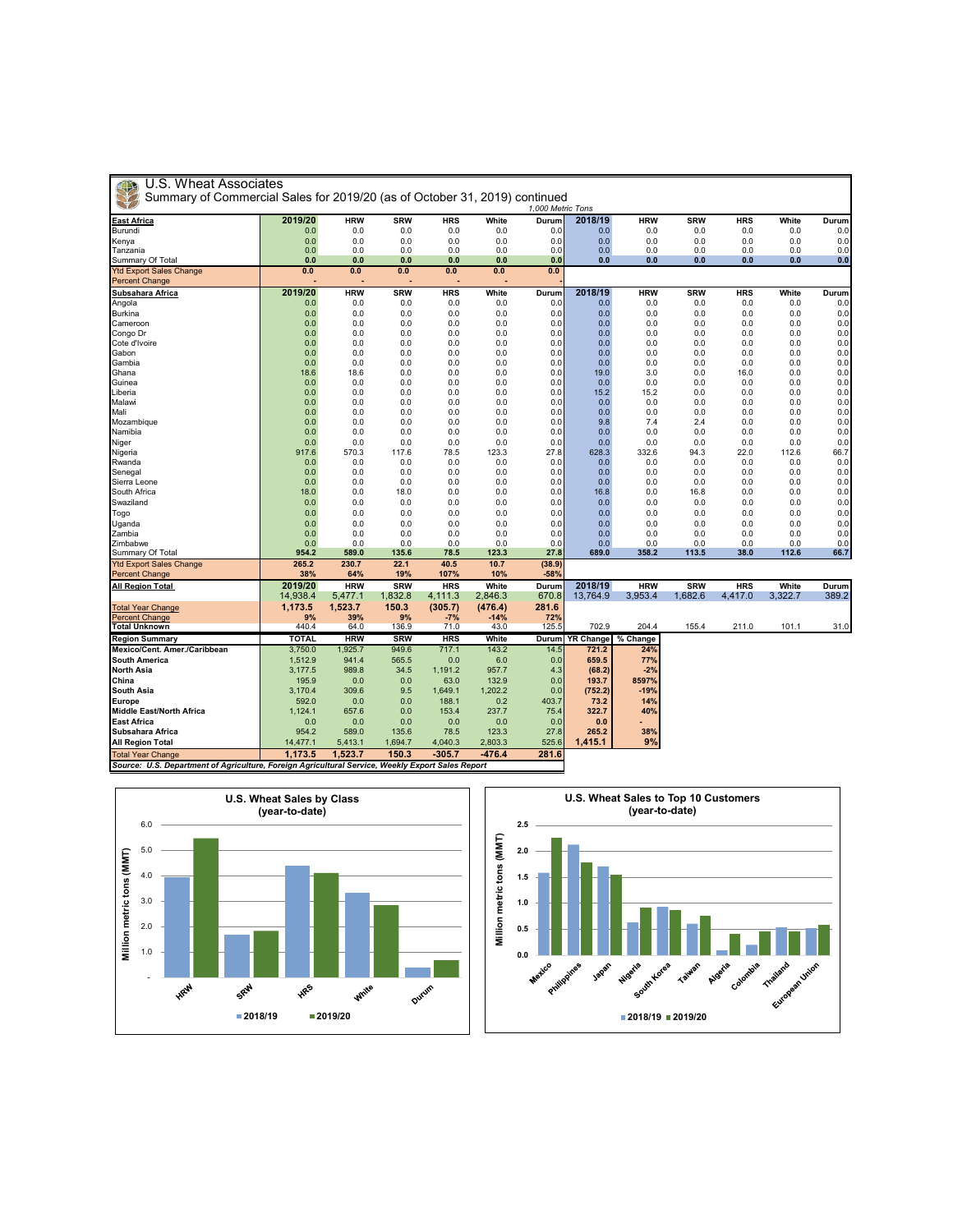U.S. Wheat Associates

Summary of Commercial Sales for 2019/20 (as of October 31, 2019) continued

*1,000 Metric Tons*

| East Africa | 2019/20 | HRW | SRW | HRS | White | Durum | 2018/19 | HRW | SRW | HRS | White | Durum |
|---|---|---|---|---|---|---|---|---|---|---|---|---|
| Burundi | 0.0 | 0.0 | 0.0 | 0.0 | 0.0 | 0.0 | 0.0 | 0.0 | 0.0 | 0.0 | 0.0 | 0.0 |
| Kenya | 0.0 | 0.0 | 0.0 | 0.0 | 0.0 | 0.0 | 0.0 | 0.0 | 0.0 | 0.0 | 0.0 | 0.0 |
| Tanzania | 0.0 | 0.0 | 0.0 | 0.0 | 0.0 | 0.0 | 0.0 | 0.0 | 0.0 | 0.0 | 0.0 | 0.0 |
| Summary Of Total | 0.0 | 0.0 | 0.0 | 0.0 | 0.0 | 0.0 | 0.0 | 0.0 | 0.0 | 0.0 | 0.0 | 0.0 |
| Ytd Export Sales Change | 0.0 | 0.0 | 0.0 | 0.0 | 0.0 | 0.0 | | | | | | |
| Percent Change | - | - | - | - | - | | | | | | | |

| Subsahara Africa | 2019/20 | HRW | SRW | HRS | White | Durum | 2018/19 | HRW | SRW | HRS | White | Durum |
|---|---|---|---|---|---|---|---|---|---|---|---|---|
| Angola | 0.0 | 0.0 | 0.0 | 0.0 | 0.0 | 0.0 | 0.0 | 0.0 | 0.0 | 0.0 | 0.0 | 0.0 |
| Burkina | 0.0 | 0.0 | 0.0 | 0.0 | 0.0 | 0.0 | 0.0 | 0.0 | 0.0 | 0.0 | 0.0 | 0.0 |
| Cameroon | 0.0 | 0.0 | 0.0 | 0.0 | 0.0 | 0.0 | 0.0 | 0.0 | 0.0 | 0.0 | 0.0 | 0.0 |
| Congo Dr | 0.0 | 0.0 | 0.0 | 0.0 | 0.0 | 0.0 | 0.0 | 0.0 | 0.0 | 0.0 | 0.0 | 0.0 |
| Cote d'Ivoire | 0.0 | 0.0 | 0.0 | 0.0 | 0.0 | 0.0 | 0.0 | 0.0 | 0.0 | 0.0 | 0.0 | 0.0 |
| Gabon | 0.0 | 0.0 | 0.0 | 0.0 | 0.0 | 0.0 | 0.0 | 0.0 | 0.0 | 0.0 | 0.0 | 0.0 |
| Gambia | 0.0 | 0.0 | 0.0 | 0.0 | 0.0 | 0.0 | 0.0 | 0.0 | 0.0 | 0.0 | 0.0 | 0.0 |
| Ghana | 18.6 | 18.6 | 0.0 | 0.0 | 0.0 | 0.0 | 19.0 | 3.0 | 0.0 | 16.0 | 0.0 | 0.0 |
| Guinea | 0.0 | 0.0 | 0.0 | 0.0 | 0.0 | 0.0 | 0.0 | 0.0 | 0.0 | 0.0 | 0.0 | 0.0 |
| Liberia | 0.0 | 0.0 | 0.0 | 0.0 | 0.0 | 0.0 | 15.2 | 15.2 | 0.0 | 0.0 | 0.0 | 0.0 |
| Malawi | 0.0 | 0.0 | 0.0 | 0.0 | 0.0 | 0.0 | 0.0 | 0.0 | 0.0 | 0.0 | 0.0 | 0.0 |
| Mali | 0.0 | 0.0 | 0.0 | 0.0 | 0.0 | 0.0 | 0.0 | 0.0 | 0.0 | 0.0 | 0.0 | 0.0 |
| Mozambique | 0.0 | 0.0 | 0.0 | 0.0 | 0.0 | 0.0 | 9.8 | 7.4 | 2.4 | 0.0 | 0.0 | 0.0 |
| Namibia | 0.0 | 0.0 | 0.0 | 0.0 | 0.0 | 0.0 | 0.0 | 0.0 | 0.0 | 0.0 | 0.0 | 0.0 |
| Niger | 0.0 | 0.0 | 0.0 | 0.0 | 0.0 | 0.0 | 0.0 | 0.0 | 0.0 | 0.0 | 0.0 | 0.0 |
| Nigeria | 917.6 | 570.3 | 117.6 | 78.5 | 123.3 | 27.8 | 628.3 | 332.6 | 94.3 | 22.0 | 112.6 | 66.7 |
| Rwanda | 0.0 | 0.0 | 0.0 | 0.0 | 0.0 | 0.0 | 0.0 | 0.0 | 0.0 | 0.0 | 0.0 | 0.0 |
| Senegal | 0.0 | 0.0 | 0.0 | 0.0 | 0.0 | 0.0 | 0.0 | 0.0 | 0.0 | 0.0 | 0.0 | 0.0 |
| Sierra Leone | 0.0 | 0.0 | 0.0 | 0.0 | 0.0 | 0.0 | 0.0 | 0.0 | 0.0 | 0.0 | 0.0 | 0.0 |
| South Africa | 18.0 | 0.0 | 18.0 | 0.0 | 0.0 | 0.0 | 16.8 | 0.0 | 16.8 | 0.0 | 0.0 | 0.0 |
| Swaziland | 0.0 | 0.0 | 0.0 | 0.0 | 0.0 | 0.0 | 0.0 | 0.0 | 0.0 | 0.0 | 0.0 | 0.0 |
| Togo | 0.0 | 0.0 | 0.0 | 0.0 | 0.0 | 0.0 | 0.0 | 0.0 | 0.0 | 0.0 | 0.0 | 0.0 |
| Uganda | 0.0 | 0.0 | 0.0 | 0.0 | 0.0 | 0.0 | 0.0 | 0.0 | 0.0 | 0.0 | 0.0 | 0.0 |
| Zambia | 0.0 | 0.0 | 0.0 | 0.0 | 0.0 | 0.0 | 0.0 | 0.0 | 0.0 | 0.0 | 0.0 | 0.0 |
| Zimbabwe | 0.0 | 0.0 | 0.0 | 0.0 | 0.0 | 0.0 | 0.0 | 0.0 | 0.0 | 0.0 | 0.0 | 0.0 |
| Summary Of Total | 954.2 | 589.0 | 135.6 | 78.5 | 123.3 | 27.8 | 689.0 | 358.2 | 113.5 | 38.0 | 112.6 | 66.7 |
| Ytd Export Sales Change | 265.2 | 230.7 | 22.1 | 40.5 | 10.7 | (38.9) | | | | | | |
| Percent Change | 38% | 64% | 19% | 107% | 10% | -58% | | | | | | |

| All Region Total | 2019/20 | HRW | SRW | HRS | White | Durum | 2018/19 | HRW | SRW | HRS | White | Durum |
|---|---|---|---|---|---|---|---|---|---|---|---|---|
| | 14,938.4 | 5,477.1 | 1,832.8 | 4,111.3 | 2,846.3 | 670.8 | 13,764.9 | 3,953.4 | 1,682.6 | 4,417.0 | 3,322.7 | 389.2 |
| Total Year Change | 1,173.5 | 1,523.7 | 150.3 | (305.7) | (476.4) | 281.6 | | | | | | |
| Percent Change | 9% | 39% | 9% | -7% | -14% | 72% | | | | | | |
| Total Unknown | 440.4 | 64.0 | 136.9 | 71.0 | 43.0 | 125.5 | 702.9 | 204.4 | 155.4 | 211.0 | 101.1 | 31.0 |

| Region Summary | TOTAL | HRW | SRW | HRS | White | Durum | YR Change | % Change |
|---|---|---|---|---|---|---|---|---|
| Mexico/Cent. Amer./Caribbean | 3,750.0 | 1,925.7 | 949.6 | 717.1 | 143.2 | 14.5 | 721.2 | 24% |
| South America | 1,512.9 | 941.4 | 565.5 | 0.0 | 6.0 | 0.0 | 659.5 | 77% |
| North Asia | 3,177.5 | 989.8 | 34.5 | 1,191.2 | 957.7 | 4.3 | (68.2) | -2% |
| China | 195.9 | 0.0 | 0.0 | 63.0 | 132.9 | 0.0 | 193.7 | 8597% |
| South Asia | 3,170.4 | 309.6 | 9.5 | 1,649.1 | 1,202.2 | 0.0 | (752.2) | -19% |
| Europe | 592.0 | 0.0 | 0.0 | 188.1 | 0.2 | 403.7 | 73.2 | 14% |
| Middle East/North Africa | 1,124.1 | 657.6 | 0.0 | 153.4 | 237.7 | 75.4 | 322.7 | 40% |
| East Africa | 0.0 | 0.0 | 0.0 | 0.0 | 0.0 | 0.0 | 0.0 | - |
| Subsahara Africa | 954.2 | 589.0 | 135.6 | 78.5 | 123.3 | 27.8 | 265.2 | 38% |
| All Region Total | 14,477.1 | 5,413.1 | 1,694.7 | 4,040.3 | 2,803.3 | 525.6 | 1,415.1 | 9% |
| Total Year Change | 1,173.5 | 1,523.7 | 150.3 | -305.7 | -476.4 | 281.6 | | |

*Source: U.S. Department of Agriculture, Foreign Agricultural Service, Weekly Export Sales Report*

**U.S. Wheat Sales by Class (year-to-date)**

Million metric tons (MMT)

6.0, 5.0, 4.0, 3.0, 2.0, 1.0, -

HRW, SRW, HRS, White, Durum

2018/19 2019/20

**U.S. Wheat Sales to Top 10 Customers (year-to-date)**

Million metric tons (MMT)

2.5, 2.0, 1.5, 1.0, 0.5, 0.0

Mexico, Philippines, Japan, Nigeria, South Korea, Taiwan, Algeria, Colombia, Thailand, European Union

2018/19 2019/20